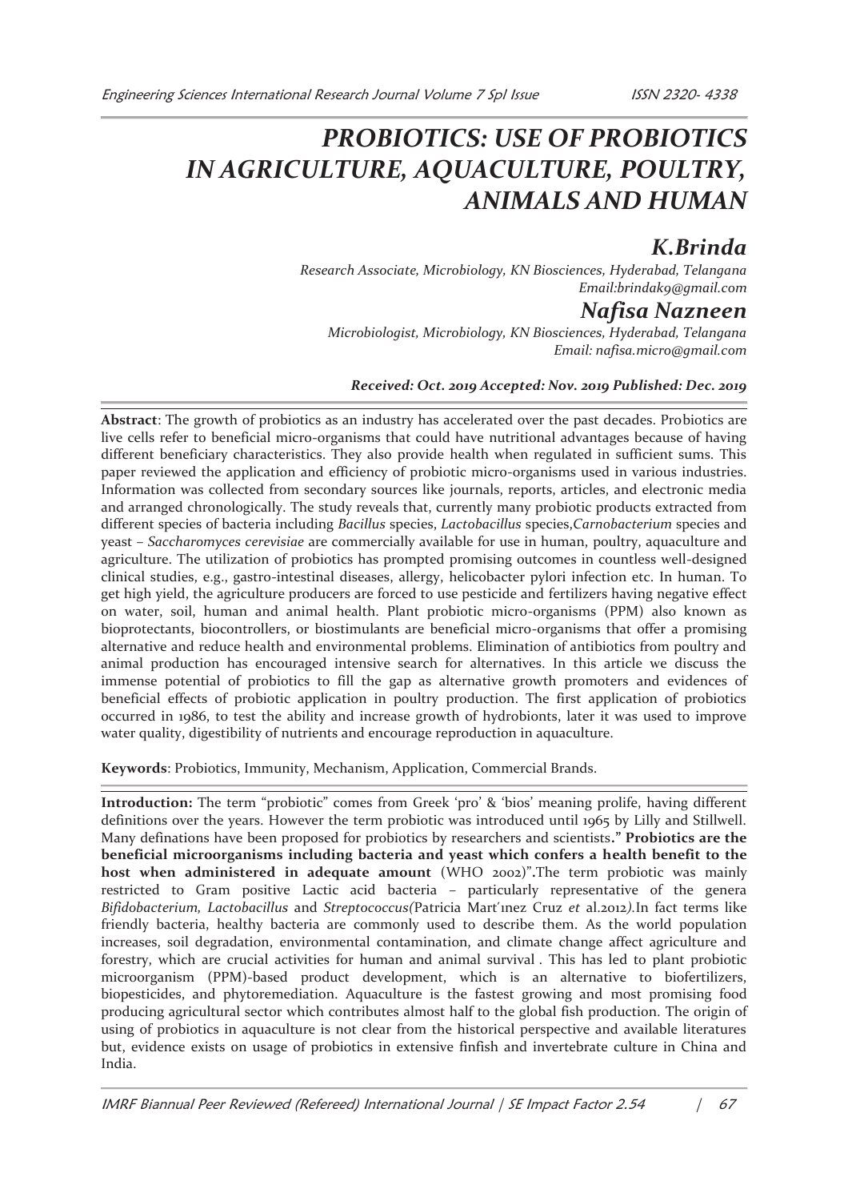# PROBIOTICS: USE OF PROBIOTICS IN AGRICULTURE, AQUACULTURE, POULTRY, ANIMALS AND HUMAN

## *K.Brinda*

*Research Associate, Microbiology, KN Biosciences, Hyderabad, Telangana*
*Email:brindak9@gmail.com*

## *Nafisa Nazneen*

*Microbiologist, Microbiology, KN Biosciences, Hyderabad, Telangana*
*Email: nafisa.micro@gmail.com*

***Received: Oct. 2019 Accepted: Nov. 2019 Published: Dec. 2019***

**Abstract**: The growth of probiotics as an industry has accelerated over the past decades. Probiotics are live cells refer to beneficial micro-organisms that could have nutritional advantages because of having different beneficiary characteristics. They also provide health when regulated in sufficient sums. This paper reviewed the application and efficiency of probiotic micro-organisms used in various industries. Information was collected from secondary sources like journals, reports, articles, and electronic media and arranged chronologically. The study reveals that, currently many probiotic products extracted from different species of bacteria including *Bacillus* species, *Lactobacillus* species,*Carnobacterium* species and yeast – *Saccharomyces cerevisiae* are commercially available for use in human, poultry, aquaculture and agriculture. The utilization of probiotics has prompted promising outcomes in countless well-designed clinical studies, e.g., gastro-intestinal diseases, allergy, helicobacter pylori infection etc. In human. To get high yield, the agriculture producers are forced to use pesticide and fertilizers having negative effect on water, soil, human and animal health. Plant probiotic micro-organisms (PPM) also known as bioprotectants, biocontrollers, or biostimulants are beneficial micro-organisms that offer a promising alternative and reduce health and environmental problems. Elimination of antibiotics from poultry and animal production has encouraged intensive search for alternatives. In this article we discuss the immense potential of probiotics to fill the gap as alternative growth promoters and evidences of beneficial effects of probiotic application in poultry production. The first application of probiotics occurred in 1986, to test the ability and increase growth of hydrobionts, later it was used to improve water quality, digestibility of nutrients and encourage reproduction in aquaculture.

**Keywords**: Probiotics, Immunity, Mechanism, Application, Commercial Brands.

**Introduction:** The term "probiotic" comes from Greek 'pro' & 'bios' meaning prolife, having different definitions over the years. However the term probiotic was introduced until 1965 by Lilly and Stillwell. Many definations have been proposed for probiotics by researchers and scientists**." Probiotics are the beneficial microorganisms including bacteria and yeast which confers a health benefit to the host when administered in adequate amount** (WHO 2002)".The term probiotic was mainly restricted to Gram positive Lactic acid bacteria – particularly representative of the genera *Bifidobacterium, Lactobacillus* and *Streptococcus(*Patricia Mart'ınez Cruz *et* al.2012*).*In fact terms like friendly bacteria, healthy bacteria are commonly used to describe them. As the world population increases, soil degradation, environmental contamination, and climate change affect agriculture and forestry, which are crucial activities for human and animal survival . This has led to plant probiotic microorganism (PPM)-based product development, which is an alternative to biofertilizers, biopesticides, and phytoremediation. Aquaculture is the fastest growing and most promising food producing agricultural sector which contributes almost half to the global fish production. The origin of using of probiotics in aquaculture is not clear from the historical perspective and available literatures but, evidence exists on usage of probiotics in extensive finfish and invertebrate culture in China and India.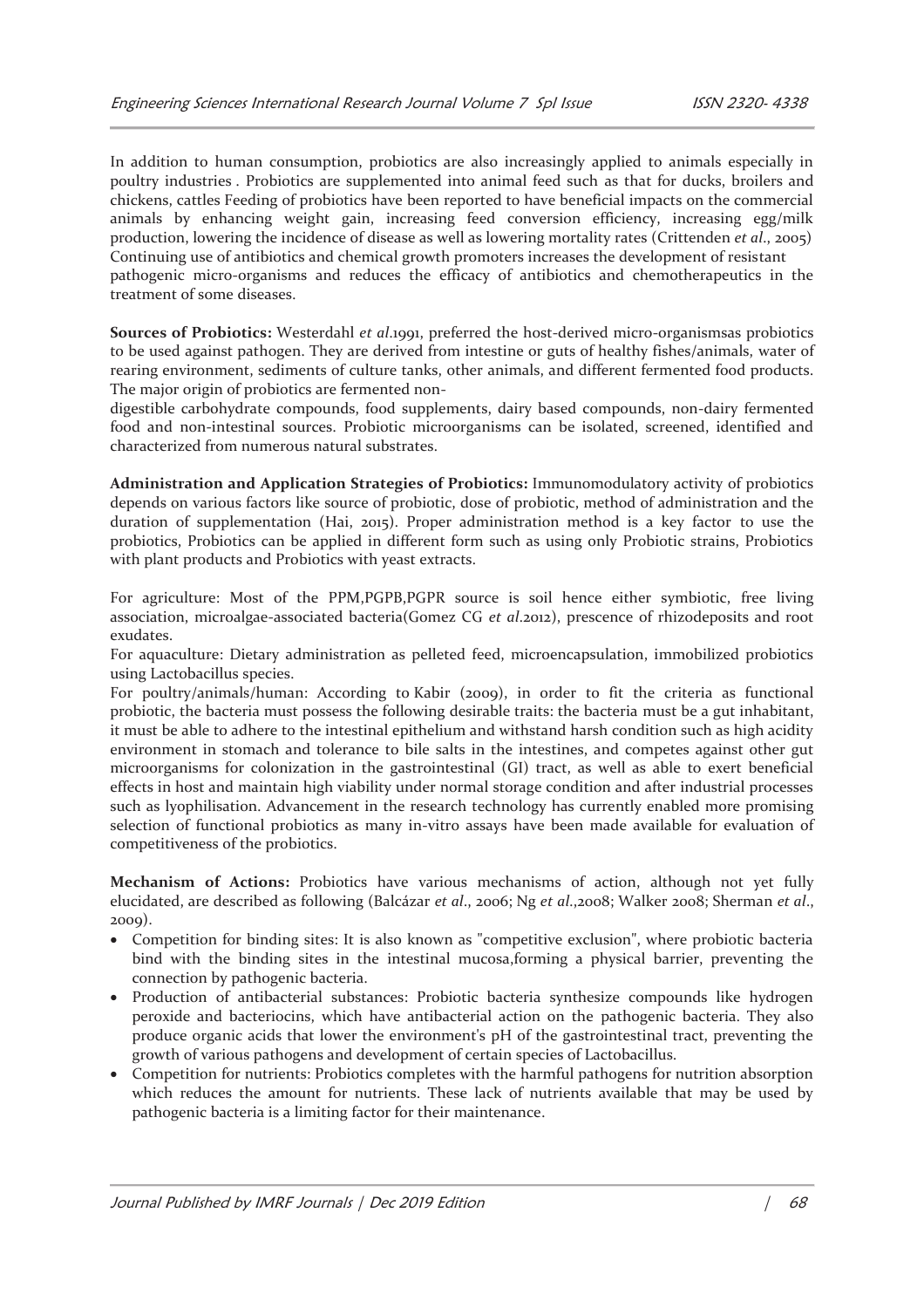In addition to human consumption, probiotics are also increasingly applied to animals especially in poultry industries . Probiotics are supplemented into animal feed such as that for ducks, broilers and chickens, cattles Feeding of probiotics have been reported to have beneficial impacts on the commercial animals by enhancing weight gain, increasing feed conversion efficiency, increasing egg/milk production, lowering the incidence of disease as well as lowering mortality rates (Crittenden *et al*., 2005) Continuing use of antibiotics and chemical growth promoters increases the development of resistant pathogenic micro-organisms and reduces the efficacy of antibiotics and chemotherapeutics in the treatment of some diseases.

**Sources of Probiotics:** Westerdahl *et al*.1991, preferred the host-derived micro-organismsas probiotics to be used against pathogen. They are derived from intestine or guts of healthy fishes/animals, water of rearing environment, sediments of culture tanks, other animals, and different fermented food products. The major origin of probiotics are fermented non-digestible carbohydrate compounds, food supplements, dairy based compounds, non-dairy fermented food and non-intestinal sources. Probiotic microorganisms can be isolated, screened, identified and characterized from numerous natural substrates.

**Administration and Application Strategies of Probiotics:** Immunomodulatory activity of probiotics depends on various factors like source of probiotic, dose of probiotic, method of administration and the duration of supplementation (Hai, 2015). Proper administration method is a key factor to use the probiotics, Probiotics can be applied in different form such as using only Probiotic strains, Probiotics with plant products and Probiotics with yeast extracts.

For agriculture: Most of the PPM,PGPB,PGPR source is soil hence either symbiotic, free living association, microalgae-associated bacteria(Gomez CG *et al*.2012), prescence of rhizodeposits and root exudates.

For aquaculture: Dietary administration as pelleted feed, microencapsulation, immobilized probiotics using Lactobacillus species.

For poultry/animals/human: According to Kabir (2009), in order to fit the criteria as functional probiotic, the bacteria must possess the following desirable traits: the bacteria must be a gut inhabitant, it must be able to adhere to the intestinal epithelium and withstand harsh condition such as high acidity environment in stomach and tolerance to bile salts in the intestines, and competes against other gut microorganisms for colonization in the gastrointestinal (GI) tract, as well as able to exert beneficial effects in host and maintain high viability under normal storage condition and after industrial processes such as lyophilisation. Advancement in the research technology has currently enabled more promising selection of functional probiotics as many in-vitro assays have been made available for evaluation of competitiveness of the probiotics.

**Mechanism of Actions:** Probiotics have various mechanisms of action, although not yet fully elucidated, are described as following (Balcázar *et al*., 2006; Ng *et al*.,2008; Walker 2008; Sherman *et al*., 2009).

- Competition for binding sites: It is also known as "competitive exclusion", where probiotic bacteria bind with the binding sites in the intestinal mucosa,forming a physical barrier, preventing the connection by pathogenic bacteria.
- Production of antibacterial substances: Probiotic bacteria synthesize compounds like hydrogen peroxide and bacteriocins, which have antibacterial action on the pathogenic bacteria. They also produce organic acids that lower the environment's pH of the gastrointestinal tract, preventing the growth of various pathogens and development of certain species of Lactobacillus.
- Competition for nutrients: Probiotics completes with the harmful pathogens for nutrition absorption which reduces the amount for nutrients. These lack of nutrients available that may be used by pathogenic bacteria is a limiting factor for their maintenance.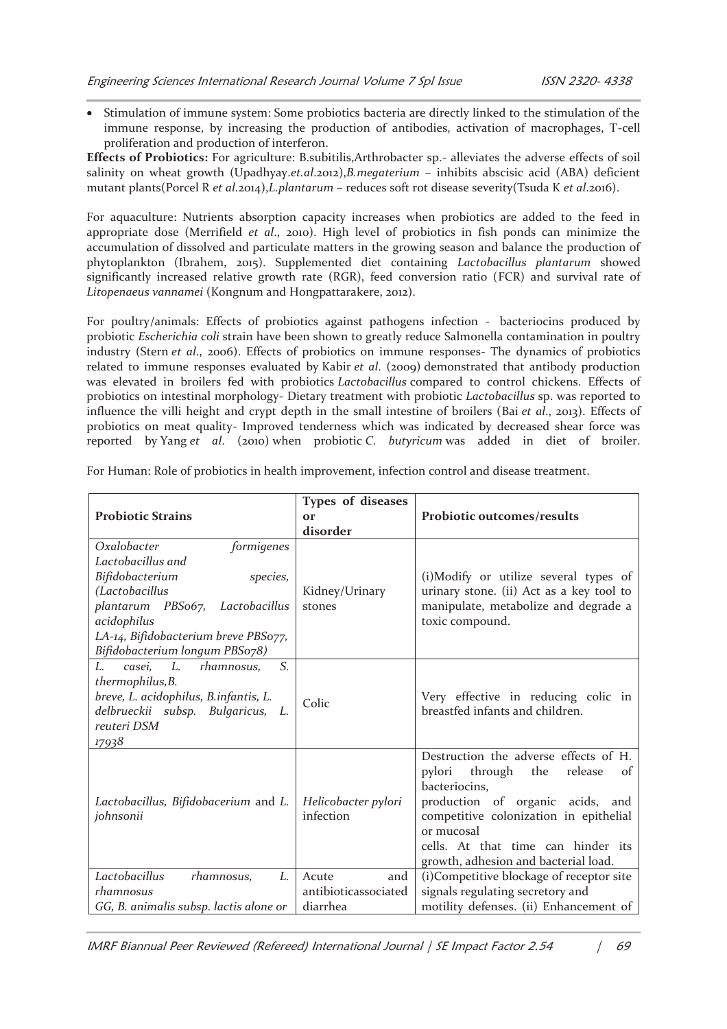- Stimulation of immune system: Some probiotics bacteria are directly linked to the stimulation of the immune response, by increasing the production of antibodies, activation of macrophages, T-cell proliferation and production of interferon.

**Effects of Probiotics:** For agriculture: B.subitilis,Arthrobacter sp.- alleviates the adverse effects of soil salinity on wheat growth (Upadhyay.*et.al*.2012),*B.megaterium* – inhibits abscisic acid (ABA) deficient mutant plants(Porcel R *et al*.2014),*L.plantarum* – reduces soft rot disease severity(Tsuda K *et al*.2016).

For aquaculture: Nutrients absorption capacity increases when probiotics are added to the feed in appropriate dose (Merrifield *et al*., 2010). High level of probiotics in fish ponds can minimize the accumulation of dissolved and particulate matters in the growing season and balance the production of phytoplankton (Ibrahem, 2015). Supplemented diet containing *Lactobacillus plantarum* showed significantly increased relative growth rate (RGR), feed conversion ratio (FCR) and survival rate of *Litopenaeus vannamei* (Kongnum and Hongpattarakere, 2012).

For poultry/animals: Effects of probiotics against pathogens infection - bacteriocins produced by probiotic *Escherichia coli* strain have been shown to greatly reduce Salmonella contamination in poultry industry (Stern *et al*., 2006). Effects of probiotics on immune responses- The dynamics of probiotics related to immune responses evaluated by Kabir *et al*. (2009) demonstrated that antibody production was elevated in broilers fed with probiotics *Lactobacillus* compared to control chickens. Effects of probiotics on intestinal morphology- Dietary treatment with probiotic *Lactobacillus* sp. was reported to influence the villi height and crypt depth in the small intestine of broilers (Bai *et al*., 2013). Effects of probiotics on meat quality- Improved tenderness which was indicated by decreased shear force was reported by Yang *et al*. (2010) when probiotic *C. butyricum* was added in diet of broiler.

For Human: Role of probiotics in health improvement, infection control and disease treatment.

| **Probiotic Strains** | **Types of diseases or disorder** | **Probiotic outcomes/results** |
|---|---|---|
| *Oxalobacter formigenes Lactobacillus and Bifidobacterium species, (Lactobacillus plantarum PBS067, Lactobacillus acidophilus LA-14, Bifidobacterium breve PBS077, Bifidobacterium longum PBS078)* | Kidney/Urinary stones | (i)Modify or utilize several types of urinary stone. (ii) Act as a key tool to manipulate, metabolize and degrade a toxic compound. |
| *L. casei, L. rhamnosus, S. thermophilus,B. breve, L. acidophilus, B.infantis, L. delbrueckii subsp. Bulgaricus, L. reuteri DSM 17938* | Colic | Very effective in reducing colic in breastfed infants and children. |
| *Lactobacillus, Bifidobacerium* and *L. johnsonii* | *Helicobacter pylori* infection | Destruction the adverse effects of H. pylori through the release of bacteriocins, production of organic acids, and competitive colonization in epithelial or mucosal cells. At that time can hinder its growth, adhesion and bacterial load. |
| *Lactobacillus rhamnosus, L. rhamnosus GG, B. animalis subsp. lactis alone or* | Acute and antibioticassociated diarrhea | (i)Competitive blockage of receptor site signals regulating secretory and motility defenses. (ii) Enhancement of |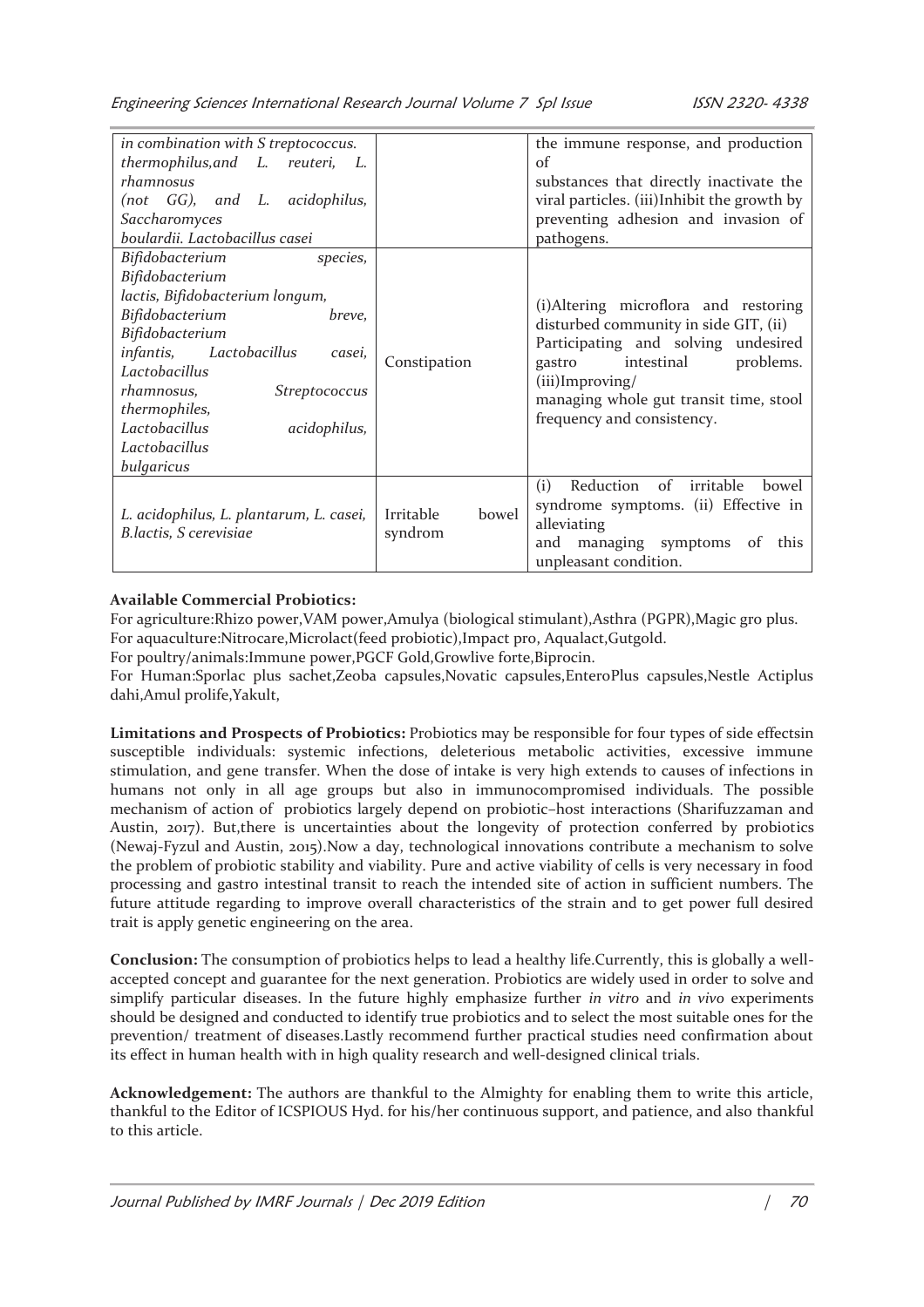| | | |
|---|---|---|
| *in combination with S treptococcus. thermophilus,and L. reuteri, L. rhamnosus (not GG), and L. acidophilus, Saccharomyces boulardii. Lactobacillus casei* | | the immune response, and production of substances that directly inactivate the viral particles. (iii)Inhibit the growth by preventing adhesion and invasion of pathogens. |
| *Bifidobacterium species, Bifidobacterium lactis, Bifidobacterium longum, Bifidobacterium breve, Bifidobacterium infantis, Lactobacillus casei, Lactobacillus rhamnosus, Streptococcus thermophiles, Lactobacillus acidophilus, Lactobacillus bulgaricus* | Constipation | (i)Altering microflora and restoring disturbed community in side GIT, (ii) Participating and solving undesired gastro intestinal problems. (iii)Improving/ managing whole gut transit time, stool frequency and consistency. |
| *L. acidophilus, L. plantarum, L. casei, B.lactis, S cerevisiae* | Irritable bowel syndrom | (i) Reduction of irritable bowel syndrome symptoms. (ii) Effective in alleviating and managing symptoms of this unpleasant condition. |

**Available Commercial Probiotics:**

For agriculture:Rhizo power,VAM power,Amulya (biological stimulant),Asthra (PGPR),Magic gro plus.
For aquaculture:Nitrocare,Microlact(feed probiotic),Impact pro, Aqualact,Gutgold.
For poultry/animals:Immune power,PGCF Gold,Growlive forte,Biprocin.
For Human:Sporlac plus sachet,Zeoba capsules,Novatic capsules,EnteroPlus capsules,Nestle Actiplus dahi,Amul prolife,Yakult,

**Limitations and Prospects of Probiotics:** Probiotics may be responsible for four types of side effectsin susceptible individuals: systemic infections, deleterious metabolic activities, excessive immune stimulation, and gene transfer. When the dose of intake is very high extends to causes of infections in humans not only in all age groups but also in immunocompromised individuals. The possible mechanism of action of probiotics largely depend on probiotic–host interactions (Sharifuzzaman and Austin, 2017). But,there is uncertainties about the longevity of protection conferred by probiotics (Newaj-Fyzul and Austin, 2015).Now a day, technological innovations contribute a mechanism to solve the problem of probiotic stability and viability. Pure and active viability of cells is very necessary in food processing and gastro intestinal transit to reach the intended site of action in sufficient numbers. The future attitude regarding to improve overall characteristics of the strain and to get power full desired trait is apply genetic engineering on the area.

**Conclusion:** The consumption of probiotics helps to lead a healthy life.Currently, this is globally a well-accepted concept and guarantee for the next generation. Probiotics are widely used in order to solve and simplify particular diseases. In the future highly emphasize further *in vitro* and *in vivo* experiments should be designed and conducted to identify true probiotics and to select the most suitable ones for the prevention/ treatment of diseases.Lastly recommend further practical studies need confirmation about its effect in human health with in high quality research and well-designed clinical trials.

**Acknowledgement:** The authors are thankful to the Almighty for enabling them to write this article, thankful to the Editor of ICSPIOUS Hyd. for his/her continuous support, and patience, and also thankful to this article.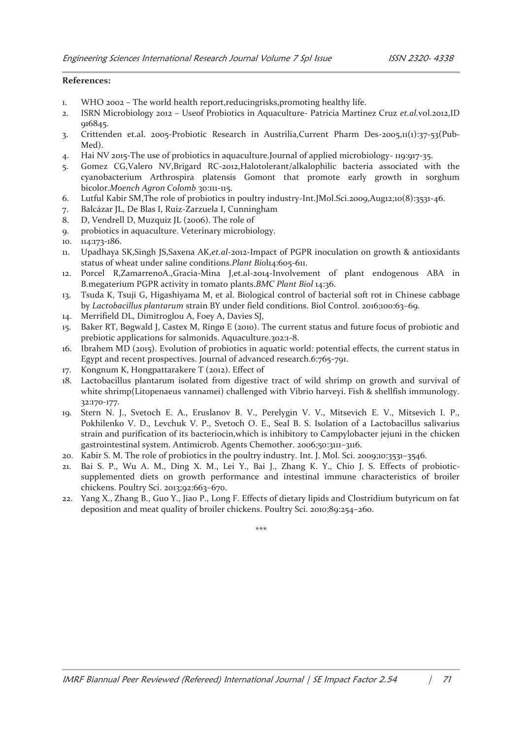**References:**

1. WHO 2002 – The world health report,reducingrisks,promoting healthy life.
2. ISRN Microbiology 2012 – Useof Probiotics in Aquaculture- Patricia Martinez Cruz *et.al.*vol.2012,ID 916845.
3. Crittenden et.al. 2005-Probiotic Research in Austrilia,Current Pharm Des-2005,11(1):37-53(Pub-Med).
4. Hai NV 2015-The use of probiotics in aquaculture.Journal of applied microbiology- 119:917-35.
5. Gomez CG,Valero NV,Brigard RC-2012,Halotolerant/alkalophilic bacteria associated with the cyanobacterium Arthrospira platensis Gomont that promote early growth in sorghum bicolor.*Moench Agron Colomb* 30:111-115.
6. Lutful Kabir SM,The role of probiotics in poultry industry-Int.JMol.Sci.2009,Aug12;10(8):3531-46.
7. Balcázar JL, De Blas I, Ruiz-Zarzuela I, Cunningham
8. D, Vendrell D, Muzquiz JL (2006). The role of
9. probiotics in aquaculture. Veterinary microbiology.
10. 114:173-186.
11. Upadhaya SK,Singh JS,Saxena AK,*et.al*-2012-Impact of PGPR inoculation on growth & antioxidants status of wheat under saline conditions.*Plant Bio*l14:605-611.
12. Porcel R,ZamarrenoA.,Gracia-Mina J,et.al-2014-Involvement of plant endogenous ABA in B.megaterium PGPR activity in tomato plants.*BMC Plant Biol* 14:36.
13. Tsuda K, Tsuji G, Higashiyama M, et al. Biological control of bacterial soft rot in Chinese cabbage by *Lactobacillus plantarum* strain BY under field conditions. Biol Control. 2016;100:63–69.
14. Merrifield DL, Dimitroglou A, Foey A, Davies SJ,
15. Baker RT, Bøgwald J, Castex M, Ringø E (2010). The current status and future focus of probiotic and prebiotic applications for salmonids. Aquaculture.302:1-8.
16. Ibrahem MD (2015). Evolution of probiotics in aquatic world: potential effects, the current status in Egypt and recent prospectives. Journal of advanced research.6:765-791.
17. Kongnum K, Hongpattarakere T (2012). Effect of
18. Lactobacillus plantarum isolated from digestive tract of wild shrimp on growth and survival of white shrimp(Litopenaeus vannamei) challenged with Vibrio harveyi. Fish & shellfish immunology. 32:170-177.
19. Stern N. J., Svetoch E. A., Eruslanov B. V., Perelygin V. V., Mitsevich E. V., Mitsevich I. P., Pokhilenko V. D., Levchuk V. P., Svetoch O. E., Seal B. S. Isolation of a Lactobacillus salivarius strain and purification of its bacteriocin,which is inhibitory to Campylobacter jejuni in the chicken gastrointestinal system. Antimicrob. Agents Chemother. 2006;50:3111–3116.
20. Kabir S. M. The role of probiotics in the poultry industry. Int. J. Mol. Sci. 2009;10:3531–3546.
21. Bai S. P., Wu A. M., Ding X. M., Lei Y., Bai J., Zhang K. Y., Chio J. S. Effects of probiotic-supplemented diets on growth performance and intestinal immune characteristics of broiler chickens. Poultry Sci. 2013;92:663–670.
22. Yang X., Zhang B., Guo Y., Jiao P., Long F. Effects of dietary lipids and Clostridium butyricum on fat deposition and meat quality of broiler chickens. Poultry Sci. 2010;89:254–260.

\*\*\*